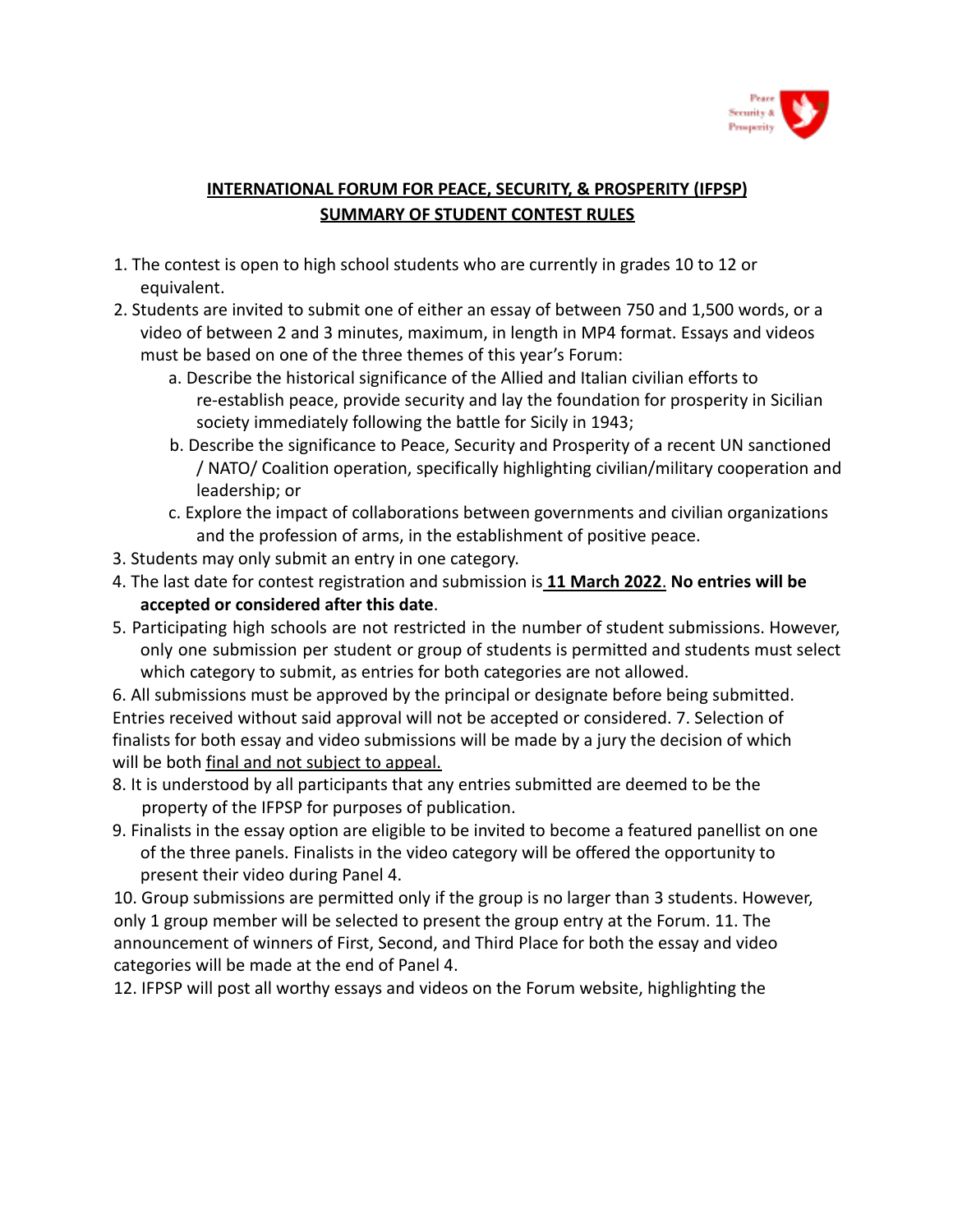Peace Security & Prosperity

# INTERNATIONAL FORUM FOR PEACE, SECURITY, & PROSPERITY (IFPSP) SUMMARY OF STUDENT CONTEST RULES

1. The contest is open to high school students who are currently in grades 10 to 12 or equivalent.
2. Students are invited to submit one of either an essay of between 750 and 1,500 words, or a video of between 2 and 3 minutes, maximum, in length in MP4 format. Essays and videos must be based on one of the three themes of this year's Forum:
   a. Describe the historical significance of the Allied and Italian civilian efforts to re-establish peace, provide security and lay the foundation for prosperity in Sicilian society immediately following the battle for Sicily in 1943;
   b. Describe the significance to Peace, Security and Prosperity of a recent UN sanctioned / NATO/ Coalition operation, specifically highlighting civilian/military cooperation and leadership; or
   c. Explore the impact of collaborations between governments and civilian organizations and the profession of arms, in the establishment of positive peace.
3. Students may only submit an entry in one category.
4. The last date for contest registration and submission is **11 March 2022**. **No entries will be accepted or considered after this date**.
5. Participating high schools are not restricted in the number of student submissions. However, only one submission per student or group of students is permitted and students must select which category to submit, as entries for both categories are not allowed.
6. All submissions must be approved by the principal or designate before being submitted. Entries received without said approval will not be accepted or considered.
7. Selection of finalists for both essay and video submissions will be made by a jury the decision of which will be both final and not subject to appeal.
8. It is understood by all participants that any entries submitted are deemed to be the property of the IFPSP for purposes of publication.
9. Finalists in the essay option are eligible to be invited to become a featured panellist on one of the three panels. Finalists in the video category will be offered the opportunity to present their video during Panel 4.
10. Group submissions are permitted only if the group is no larger than 3 students. However, only 1 group member will be selected to present the group entry at the Forum.
11. The announcement of winners of First, Second, and Third Place for both the essay and video categories will be made at the end of Panel 4.
12. IFPSP will post all worthy essays and videos on the Forum website, highlighting the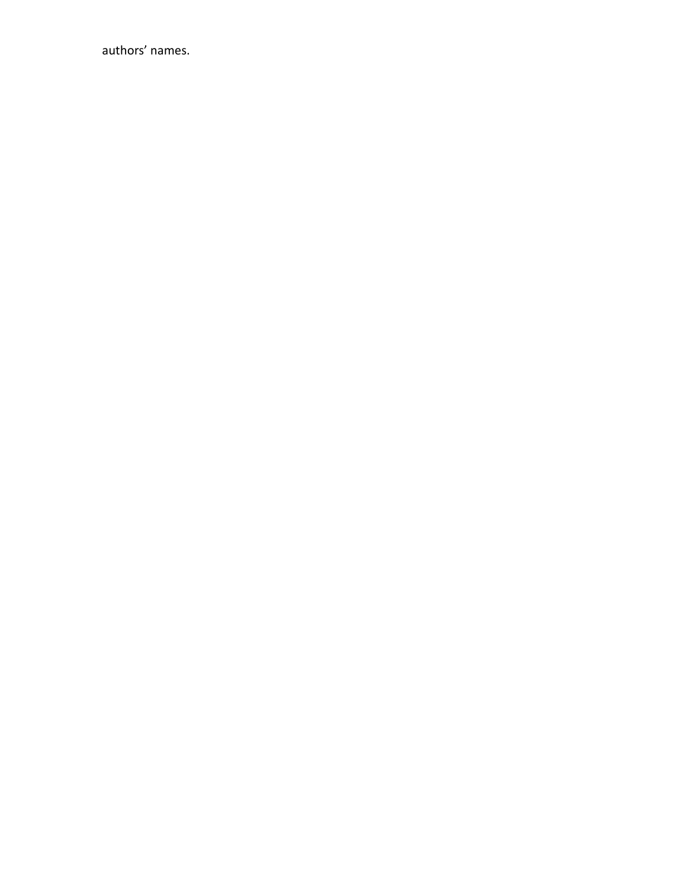authors’ names.